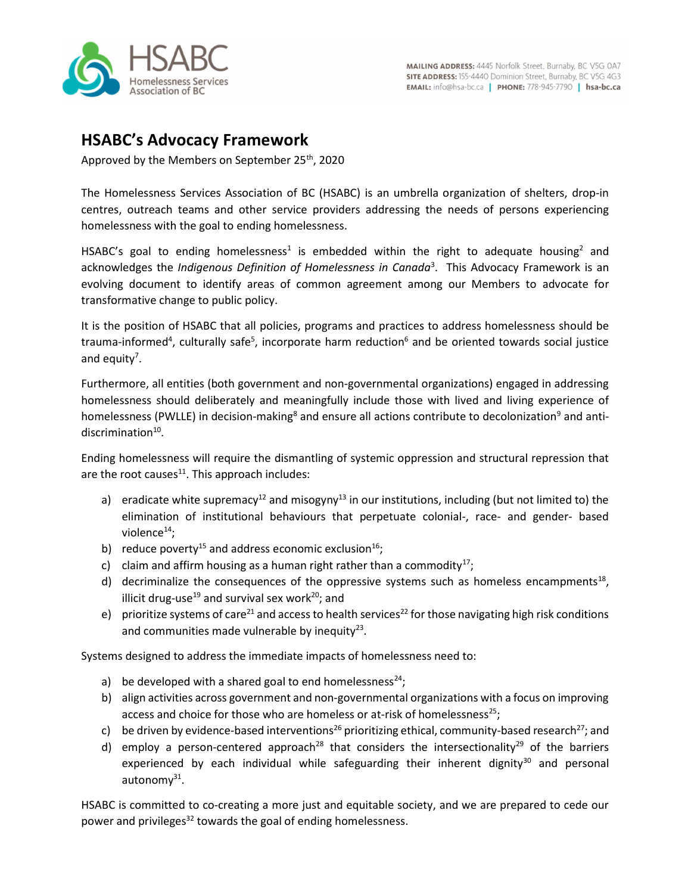HSABC
Homelessness Services Association of BC

**MAILING ADDRESS:** 4445 Norfolk Street, Burnaby, BC V5G 0A7
**SITE ADDRESS:** 155-4440 Dominion Street, Burnaby, BC V5G 4G3
**EMAIL:** info@hsa-bc.ca | **PHONE:** 778-945-7790 | **hsa-bc.ca**

# HSABC's Advocacy Framework

Approved by the Members on September 25th, 2020

The Homelessness Services Association of BC (HSABC) is an umbrella organization of shelters, drop-in centres, outreach teams and other service providers addressing the needs of persons experiencing homelessness with the goal to ending homelessness.

HSABC's goal to ending homelessness[1] is embedded within the right to adequate housing[2] and acknowledges the *Indigenous Definition of Homelessness in Canada*[3]. This Advocacy Framework is an evolving document to identify areas of common agreement among our Members to advocate for transformative change to public policy.

It is the position of HSABC that all policies, programs and practices to address homelessness should be trauma-informed[4], culturally safe[5], incorporate harm reduction[6] and be oriented towards social justice and equity[7].

Furthermore, all entities (both government and non-governmental organizations) engaged in addressing homelessness should deliberately and meaningfully include those with lived and living experience of homelessness (PWLLE) in decision-making[8] and ensure all actions contribute to decolonization[9] and anti-discrimination[10].

Ending homelessness will require the dismantling of systemic oppression and structural repression that are the root causes[11]. This approach includes:

a) eradicate white supremacy[12] and misogyny[13] in our institutions, including (but not limited to) the elimination of institutional behaviours that perpetuate colonial-, race- and gender- based violence[14];
b) reduce poverty[15] and address economic exclusion[16];
c) claim and affirm housing as a human right rather than a commodity[17];
d) decriminalize the consequences of the oppressive systems such as homeless encampments[18], illicit drug-use[19] and survival sex work[20]; and
e) prioritize systems of care[21] and access to health services[22] for those navigating high risk conditions and communities made vulnerable by inequity[23].

Systems designed to address the immediate impacts of homelessness need to:

a) be developed with a shared goal to end homelessness[24];
b) align activities across government and non-governmental organizations with a focus on improving access and choice for those who are homeless or at-risk of homelessness[25];
c) be driven by evidence-based interventions[26] prioritizing ethical, community-based research[27]; and
d) employ a person-centered approach[28] that considers the intersectionality[29] of the barriers experienced by each individual while safeguarding their inherent dignity[30] and personal autonomy[31].

HSABC is committed to co-creating a more just and equitable society, and we are prepared to cede our power and privileges[32] towards the goal of ending homelessness.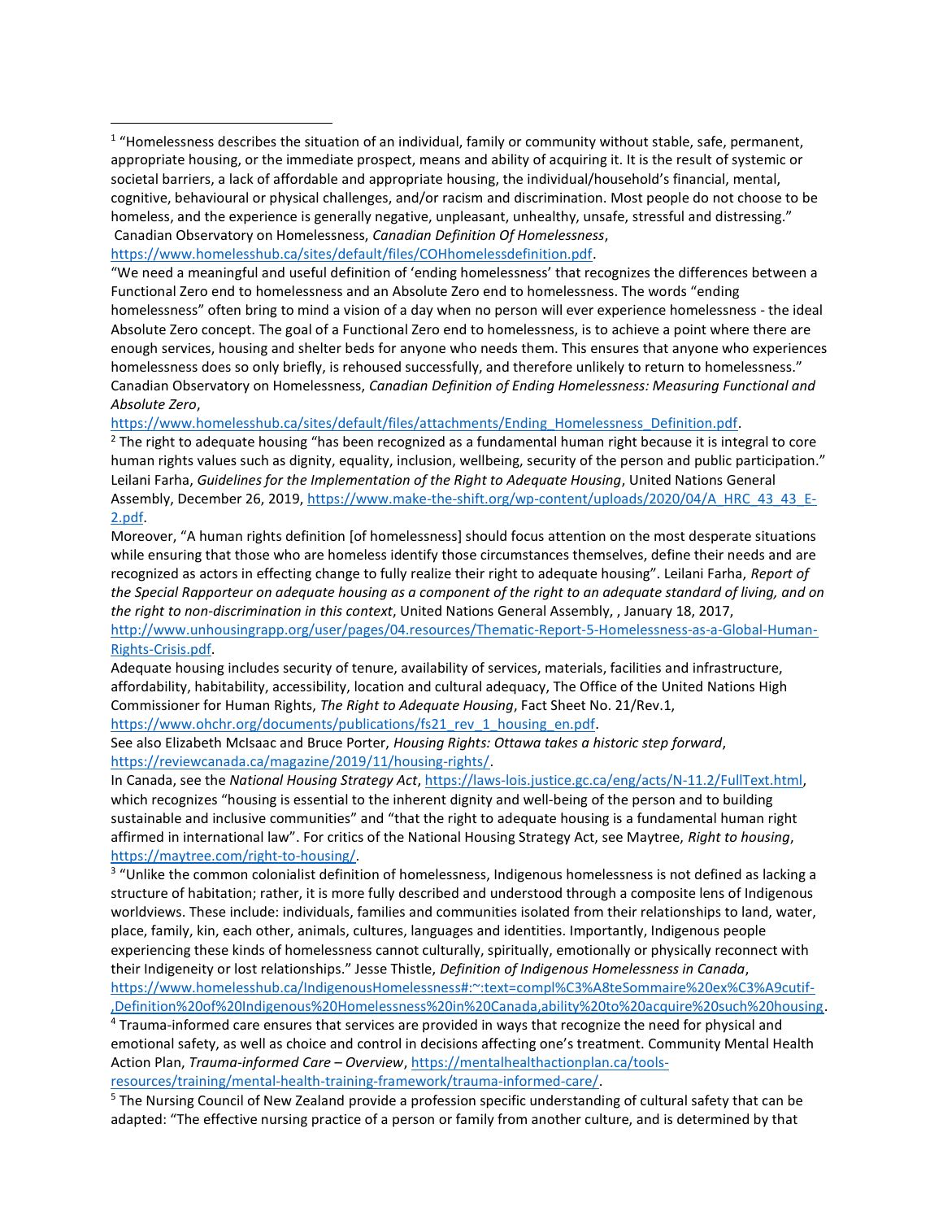---

[1] "Homelessness describes the situation of an individual, family or community without stable, safe, permanent, appropriate housing, or the immediate prospect, means and ability of acquiring it. It is the result of systemic or societal barriers, a lack of affordable and appropriate housing, the individual/household's financial, mental, cognitive, behavioural or physical challenges, and/or racism and discrimination. Most people do not choose to be homeless, and the experience is generally negative, unpleasant, unhealthy, unsafe, stressful and distressing." Canadian Observatory on Homelessness, *Canadian Definition Of Homelessness*, https://www.homelesshub.ca/sites/default/files/COHhomelessdefinition.pdf.

"We need a meaningful and useful definition of 'ending homelessness' that recognizes the differences between a Functional Zero end to homelessness and an Absolute Zero end to homelessness. The words "ending homelessness" often bring to mind a vision of a day when no person will ever experience homelessness - the ideal Absolute Zero concept. The goal of a Functional Zero end to homelessness, is to achieve a point where there are enough services, housing and shelter beds for anyone who needs them. This ensures that anyone who experiences homelessness does so only briefly, is rehoused successfully, and therefore unlikely to return to homelessness." Canadian Observatory on Homelessness, *Canadian Definition of Ending Homelessness: Measuring Functional and Absolute Zero*, https://www.homelesshub.ca/sites/default/files/attachments/Ending_Homelessness_Definition.pdf.

[2] The right to adequate housing "has been recognized as a fundamental human right because it is integral to core human rights values such as dignity, equality, inclusion, wellbeing, security of the person and public participation." Leilani Farha, *Guidelines for the Implementation of the Right to Adequate Housing*, United Nations General Assembly, December 26, 2019, https://www.make-the-shift.org/wp-content/uploads/2020/04/A_HRC_43_43_E-2.pdf.

Moreover, "A human rights definition [of homelessness] should focus attention on the most desperate situations while ensuring that those who are homeless identify those circumstances themselves, define their needs and are recognized as actors in effecting change to fully realize their right to adequate housing". Leilani Farha, *Report of the Special Rapporteur on adequate housing as a component of the right to an adequate standard of living, and on the right to non-discrimination in this context*, United Nations General Assembly, , January 18, 2017, http://www.unhousingrapp.org/user/pages/04.resources/Thematic-Report-5-Homelessness-as-a-Global-Human-Rights-Crisis.pdf.

Adequate housing includes security of tenure, availability of services, materials, facilities and infrastructure, affordability, habitability, accessibility, location and cultural adequacy, The Office of the United Nations High Commissioner for Human Rights, *The Right to Adequate Housing*, Fact Sheet No. 21/Rev.1, https://www.ohchr.org/documents/publications/fs21_rev_1_housing_en.pdf.

See also Elizabeth McIsaac and Bruce Porter, *Housing Rights: Ottawa takes a historic step forward*, https://reviewcanada.ca/magazine/2019/11/housing-rights/.

In Canada, see the *National Housing Strategy Act*, https://laws-lois.justice.gc.ca/eng/acts/N-11.2/FullText.html, which recognizes "housing is essential to the inherent dignity and well-being of the person and to building sustainable and inclusive communities" and "that the right to adequate housing is a fundamental human right affirmed in international law". For critics of the National Housing Strategy Act, see Maytree, *Right to housing*, https://maytree.com/right-to-housing/.

[3] "Unlike the common colonialist definition of homelessness, Indigenous homelessness is not defined as lacking a structure of habitation; rather, it is more fully described and understood through a composite lens of Indigenous worldviews. These include: individuals, families and communities isolated from their relationships to land, water, place, family, kin, each other, animals, cultures, languages and identities. Importantly, Indigenous people experiencing these kinds of homelessness cannot culturally, spiritually, emotionally or physically reconnect with their Indigeneity or lost relationships." Jesse Thistle, *Definition of Indigenous Homelessness in Canada*, https://www.homelesshub.ca/IndigenousHomelessness#:~:text=compl%C3%A8teSommaire%20ex%C3%A9cutif-,Definition%20of%20Indigenous%20Homelessness%20in%20Canada,ability%20to%20acquire%20such%20housing.

[4] Trauma-informed care ensures that services are provided in ways that recognize the need for physical and emotional safety, as well as choice and control in decisions affecting one's treatment. Community Mental Health Action Plan, *Trauma-informed Care – Overview*, https://mentalhealthactionplan.ca/tools-resources/training/mental-health-training-framework/trauma-informed-care/.

[5] The Nursing Council of New Zealand provide a profession specific understanding of cultural safety that can be adapted: "The effective nursing practice of a person or family from another culture, and is determined by that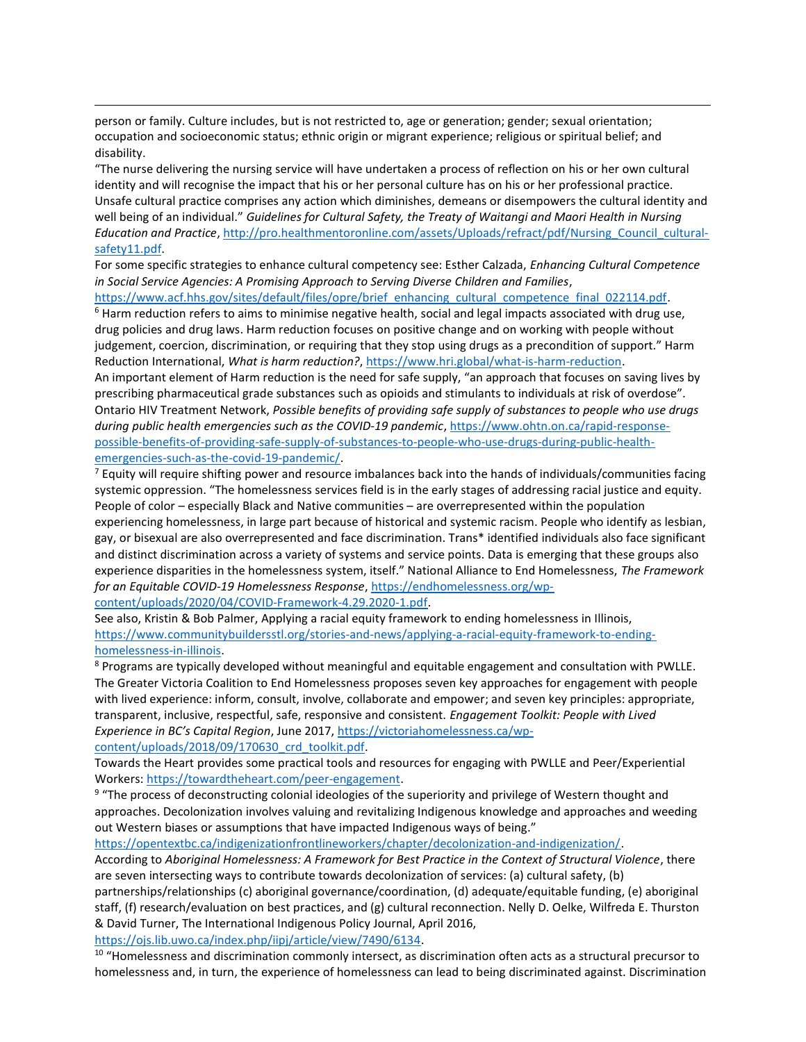person or family. Culture includes, but is not restricted to, age or generation; gender; sexual orientation; occupation and socioeconomic status; ethnic origin or migrant experience; religious or spiritual belief; and disability.

"The nurse delivering the nursing service will have undertaken a process of reflection on his or her own cultural identity and will recognise the impact that his or her personal culture has on his or her professional practice. Unsafe cultural practice comprises any action which diminishes, demeans or disempowers the cultural identity and well being of an individual." *Guidelines for Cultural Safety, the Treaty of Waitangi and Maori Health in Nursing Education and Practice*, http://pro.healthmentoronline.com/assets/Uploads/refract/pdf/Nursing_Council_cultural-safety11.pdf.

For some specific strategies to enhance cultural competency see: Esther Calzada, *Enhancing Cultural Competence in Social Service Agencies: A Promising Approach to Serving Diverse Children and Families*, https://www.acf.hhs.gov/sites/default/files/opre/brief_enhancing_cultural_competence_final_022114.pdf.

[6] Harm reduction refers to aims to minimise negative health, social and legal impacts associated with drug use, drug policies and drug laws. Harm reduction focuses on positive change and on working with people without judgement, coercion, discrimination, or requiring that they stop using drugs as a precondition of support." Harm Reduction International, *What is harm reduction?*, https://www.hri.global/what-is-harm-reduction.

An important element of Harm reduction is the need for safe supply, "an approach that focuses on saving lives by prescribing pharmaceutical grade substances such as opioids and stimulants to individuals at risk of overdose". Ontario HIV Treatment Network, *Possible benefits of providing safe supply of substances to people who use drugs during public health emergencies such as the COVID-19 pandemic*, https://www.ohtn.on.ca/rapid-response-possible-benefits-of-providing-safe-supply-of-substances-to-people-who-use-drugs-during-public-health-emergencies-such-as-the-covid-19-pandemic/.

[7] Equity will require shifting power and resource imbalances back into the hands of individuals/communities facing systemic oppression. "The homelessness services field is in the early stages of addressing racial justice and equity. People of color – especially Black and Native communities – are overrepresented within the population experiencing homelessness, in large part because of historical and systemic racism. People who identify as lesbian, gay, or bisexual are also overrepresented and face discrimination. Trans* identified individuals also face significant and distinct discrimination across a variety of systems and service points. Data is emerging that these groups also experience disparities in the homelessness system, itself." National Alliance to End Homelessness, *The Framework for an Equitable COVID-19 Homelessness Response*, https://endhomelessness.org/wp-content/uploads/2020/04/COVID-Framework-4.29.2020-1.pdf.

See also, Kristin & Bob Palmer, Applying a racial equity framework to ending homelessness in Illinois, https://www.communitybuildersstl.org/stories-and-news/applying-a-racial-equity-framework-to-ending-homelessness-in-illinois.

[8] Programs are typically developed without meaningful and equitable engagement and consultation with PWLLE. The Greater Victoria Coalition to End Homelessness proposes seven key approaches for engagement with people with lived experience: inform, consult, involve, collaborate and empower; and seven key principles: appropriate, transparent, inclusive, respectful, safe, responsive and consistent. *Engagement Toolkit: People with Lived Experience in BC's Capital Region*, June 2017, https://victoriahomelessness.ca/wp-content/uploads/2018/09/170630_crd_toolkit.pdf.

Towards the Heart provides some practical tools and resources for engaging with PWLLE and Peer/Experiential Workers: https://towardtheheart.com/peer-engagement.

[9] "The process of deconstructing colonial ideologies of the superiority and privilege of Western thought and approaches. Decolonization involves valuing and revitalizing Indigenous knowledge and approaches and weeding out Western biases or assumptions that have impacted Indigenous ways of being." https://opentextbc.ca/indigenizationfrontlineworkers/chapter/decolonization-and-indigenization/.

According to *Aboriginal Homelessness: A Framework for Best Practice in the Context of Structural Violence*, there are seven intersecting ways to contribute towards decolonization of services: (a) cultural safety, (b) partnerships/relationships (c) aboriginal governance/coordination, (d) adequate/equitable funding, (e) aboriginal staff, (f) research/evaluation on best practices, and (g) cultural reconnection. Nelly D. Oelke, Wilfreda E. Thurston & David Turner, The International Indigenous Policy Journal, April 2016, https://ojs.lib.uwo.ca/index.php/iipj/article/view/7490/6134.

[10] "Homelessness and discrimination commonly intersect, as discrimination often acts as a structural precursor to homelessness and, in turn, the experience of homelessness can lead to being discriminated against. Discrimination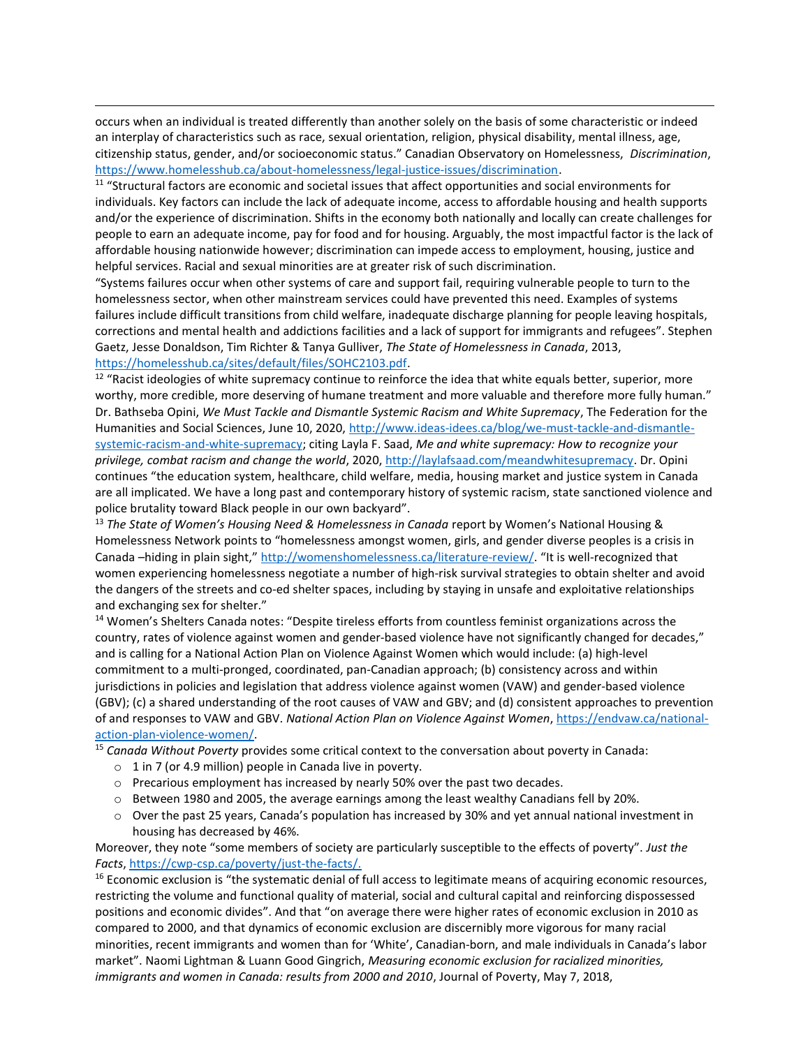occurs when an individual is treated differently than another solely on the basis of some characteristic or indeed an interplay of characteristics such as race, sexual orientation, religion, physical disability, mental illness, age, citizenship status, gender, and/or socioeconomic status." Canadian Observatory on Homelessness, *Discrimination*, https://www.homelesshub.ca/about-homelessness/legal-justice-issues/discrimination.

[11] "Structural factors are economic and societal issues that affect opportunities and social environments for individuals. Key factors can include the lack of adequate income, access to affordable housing and health supports and/or the experience of discrimination. Shifts in the economy both nationally and locally can create challenges for people to earn an adequate income, pay for food and for housing. Arguably, the most impactful factor is the lack of affordable housing nationwide however; discrimination can impede access to employment, housing, justice and helpful services. Racial and sexual minorities are at greater risk of such discrimination.

"Systems failures occur when other systems of care and support fail, requiring vulnerable people to turn to the homelessness sector, when other mainstream services could have prevented this need. Examples of systems failures include difficult transitions from child welfare, inadequate discharge planning for people leaving hospitals, corrections and mental health and addictions facilities and a lack of support for immigrants and refugees". Stephen Gaetz, Jesse Donaldson, Tim Richter & Tanya Gulliver, *The State of Homelessness in Canada*, 2013, https://homelesshub.ca/sites/default/files/SOHC2103.pdf.

[12] "Racist ideologies of white supremacy continue to reinforce the idea that white equals better, superior, more worthy, more credible, more deserving of humane treatment and more valuable and therefore more fully human." Dr. Bathseba Opini, *We Must Tackle and Dismantle Systemic Racism and White Supremacy*, The Federation for the Humanities and Social Sciences, June 10, 2020, http://www.ideas-idees.ca/blog/we-must-tackle-and-dismantle-systemic-racism-and-white-supremacy; citing Layla F. Saad, *Me and white supremacy: How to recognize your privilege, combat racism and change the world*, 2020, http://laylafsaad.com/meandwhitesupremacy. Dr. Opini continues "the education system, healthcare, child welfare, media, housing market and justice system in Canada are all implicated. We have a long past and contemporary history of systemic racism, state sanctioned violence and police brutality toward Black people in our own backyard".

[13] *The State of Women's Housing Need & Homelessness in Canada* report by Women's National Housing & Homelessness Network points to "homelessness amongst women, girls, and gender diverse peoples is a crisis in Canada –hiding in plain sight," http://womenshomelessness.ca/literature-review/. "It is well-recognized that women experiencing homelessness negotiate a number of high-risk survival strategies to obtain shelter and avoid the dangers of the streets and co-ed shelter spaces, including by staying in unsafe and exploitative relationships and exchanging sex for shelter."

[14] Women's Shelters Canada notes: "Despite tireless efforts from countless feminist organizations across the country, rates of violence against women and gender-based violence have not significantly changed for decades," and is calling for a National Action Plan on Violence Against Women which would include: (a) high-level commitment to a multi-pronged, coordinated, pan-Canadian approach; (b) consistency across and within jurisdictions in policies and legislation that address violence against women (VAW) and gender-based violence (GBV); (c) a shared understanding of the root causes of VAW and GBV; and (d) consistent approaches to prevention of and responses to VAW and GBV. *National Action Plan on Violence Against Women*, https://endvaw.ca/national-action-plan-violence-women/.

[15] *Canada Without Poverty* provides some critical context to the conversation about poverty in Canada:

- 1 in 7 (or 4.9 million) people in Canada live in poverty.
- Precarious employment has increased by nearly 50% over the past two decades.
- Between 1980 and 2005, the average earnings among the least wealthy Canadians fell by 20%.
- Over the past 25 years, Canada's population has increased by 30% and yet annual national investment in housing has decreased by 46%.

Moreover, they note "some members of society are particularly susceptible to the effects of poverty". *Just the Facts*, https://cwp-csp.ca/poverty/just-the-facts/.

[16] Economic exclusion is "the systematic denial of full access to legitimate means of acquiring economic resources, restricting the volume and functional quality of material, social and cultural capital and reinforcing dispossessed positions and economic divides". And that "on average there were higher rates of economic exclusion in 2010 as compared to 2000, and that dynamics of economic exclusion are discernibly more vigorous for many racial minorities, recent immigrants and women than for 'White', Canadian-born, and male individuals in Canada's labor market". Naomi Lightman & Luann Good Gingrich, *Measuring economic exclusion for racialized minorities, immigrants and women in Canada: results from 2000 and 2010*, Journal of Poverty, May 7, 2018,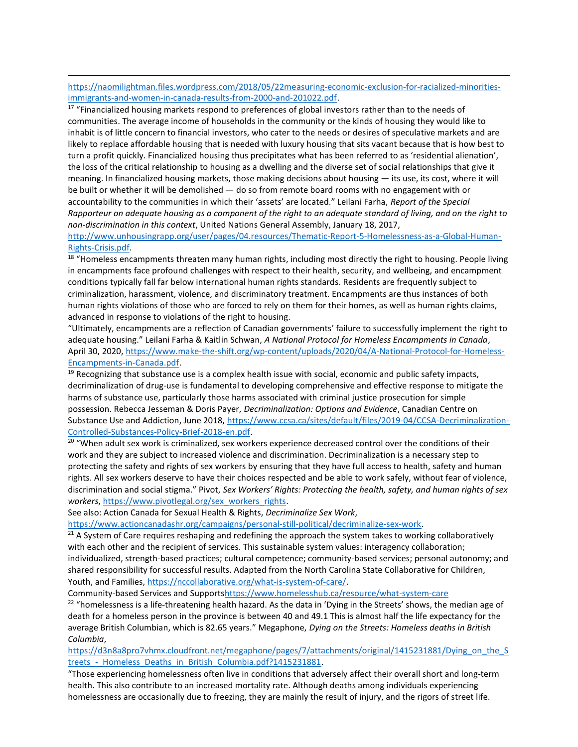https://naomilightman.files.wordpress.com/2018/05/22measuring-economic-exclusion-for-racialized-minorities-immigrants-and-women-in-canada-results-from-2000-and-201022.pdf.

[17] "Financialized housing markets respond to preferences of global investors rather than to the needs of communities. The average income of households in the community or the kinds of housing they would like to inhabit is of little concern to financial investors, who cater to the needs or desires of speculative markets and are likely to replace affordable housing that is needed with luxury housing that sits vacant because that is how best to turn a profit quickly. Financialized housing thus precipitates what has been referred to as 'residential alienation', the loss of the critical relationship to housing as a dwelling and the diverse set of social relationships that give it meaning. In financialized housing markets, those making decisions about housing — its use, its cost, where it will be built or whether it will be demolished — do so from remote board rooms with no engagement with or accountability to the communities in which their 'assets' are located." Leilani Farha, *Report of the Special Rapporteur on adequate housing as a component of the right to an adequate standard of living, and on the right to non-discrimination in this context*, United Nations General Assembly, January 18, 2017, http://www.unhousingrapp.org/user/pages/04.resources/Thematic-Report-5-Homelessness-as-a-Global-Human-Rights-Crisis.pdf.

[18] "Homeless encampments threaten many human rights, including most directly the right to housing. People living in encampments face profound challenges with respect to their health, security, and wellbeing, and encampment conditions typically fall far below international human rights standards. Residents are frequently subject to criminalization, harassment, violence, and discriminatory treatment. Encampments are thus instances of both human rights violations of those who are forced to rely on them for their homes, as well as human rights claims, advanced in response to violations of the right to housing.

"Ultimately, encampments are a reflection of Canadian governments' failure to successfully implement the right to adequate housing." Leilani Farha & Kaitlin Schwan, *A National Protocol for Homeless Encampments in Canada*, April 30, 2020, https://www.make-the-shift.org/wp-content/uploads/2020/04/A-National-Protocol-for-Homeless-Encampments-in-Canada.pdf.

[19] Recognizing that substance use is a complex health issue with social, economic and public safety impacts, decriminalization of drug-use is fundamental to developing comprehensive and effective response to mitigate the harms of substance use, particularly those harms associated with criminal justice prosecution for simple possession. Rebecca Jesseman & Doris Payer, *Decriminalization: Options and Evidence*, Canadian Centre on Substance Use and Addiction, June 2018, https://www.ccsa.ca/sites/default/files/2019-04/CCSA-Decriminalization-Controlled-Substances-Policy-Brief-2018-en.pdf.

[20] "When adult sex work is criminalized, sex workers experience decreased control over the conditions of their work and they are subject to increased violence and discrimination. Decriminalization is a necessary step to protecting the safety and rights of sex workers by ensuring that they have full access to health, safety and human rights. All sex workers deserve to have their choices respected and be able to work safely, without fear of violence, discrimination and social stigma." Pivot, *Sex Workers' Rights: Protecting the health, safety, and human rights of sex workers*, https://www.pivotlegal.org/sex_workers_rights.

See also: Action Canada for Sexual Health & Rights, *Decriminalize Sex Work*, https://www.actioncanadashr.org/campaigns/personal-still-political/decriminalize-sex-work.

[21] A System of Care requires reshaping and redefining the approach the system takes to working collaboratively with each other and the recipient of services. This sustainable system values: interagency collaboration; individualized, strength-based practices; cultural competence; community-based services; personal autonomy; and shared responsibility for successful results. Adapted from the North Carolina State Collaborative for Children, Youth, and Families, https://nccollaborative.org/what-is-system-of-care/.

Community-based Services and Supportshttps://www.homelesshub.ca/resource/what-system-care

[22] "homelessness is a life-threatening health hazard. As the data in 'Dying in the Streets' shows, the median age of death for a homeless person in the province is between 40 and 49.1 This is almost half the life expectancy for the average British Columbian, which is 82.65 years." Megaphone, *Dying on the Streets: Homeless deaths in British Columbia*, https://d3n8a8pro7vhmx.cloudfront.net/megaphone/pages/7/attachments/original/1415231881/Dying_on_the_Streets_-_Homeless_Deaths_in_British_Columbia.pdf?1415231881.

"Those experiencing homelessness often live in conditions that adversely affect their overall short and long-term health. This also contribute to an increased mortality rate. Although deaths among individuals experiencing homelessness are occasionally due to freezing, they are mainly the result of injury, and the rigors of street life.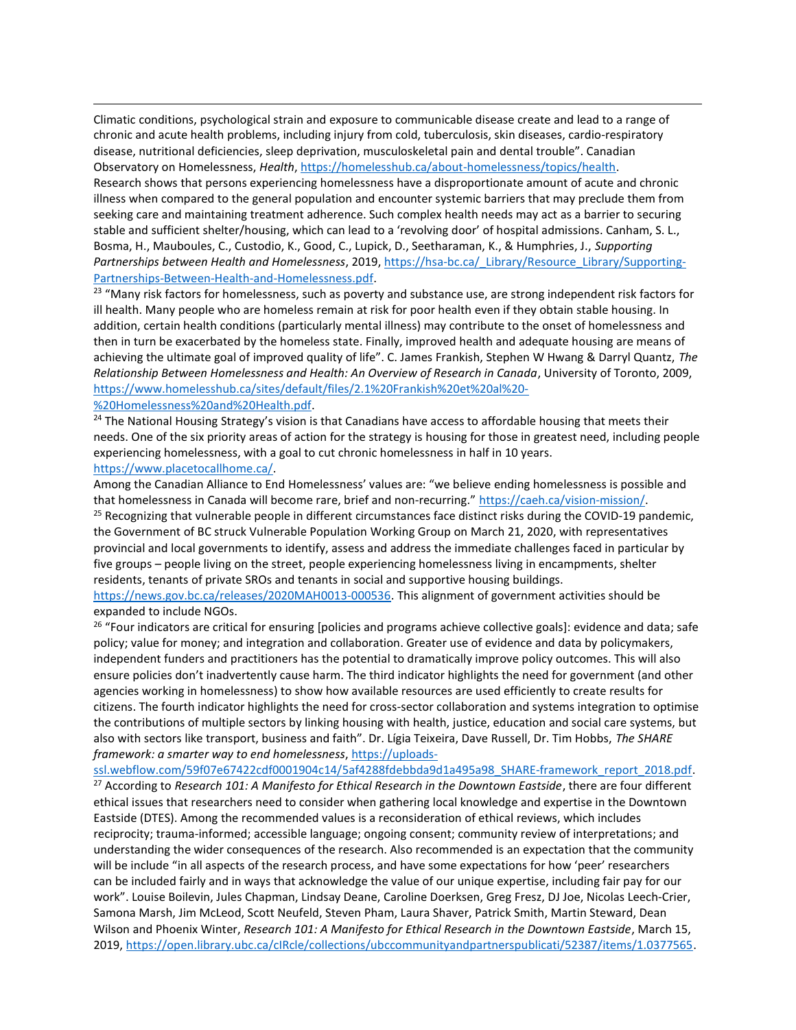Climatic conditions, psychological strain and exposure to communicable disease create and lead to a range of chronic and acute health problems, including injury from cold, tuberculosis, skin diseases, cardio-respiratory disease, nutritional deficiencies, sleep deprivation, musculoskeletal pain and dental trouble". Canadian Observatory on Homelessness, *Health*, https://homelesshub.ca/about-homelessness/topics/health.

Research shows that persons experiencing homelessness have a disproportionate amount of acute and chronic illness when compared to the general population and encounter systemic barriers that may preclude them from seeking care and maintaining treatment adherence. Such complex health needs may act as a barrier to securing stable and sufficient shelter/housing, which can lead to a 'revolving door' of hospital admissions. Canham, S. L., Bosma, H., Mauboules, C., Custodio, K., Good, C., Lupick, D., Seetharaman, K., & Humphries, J., *Supporting Partnerships between Health and Homelessness*, 2019, https://hsa-bc.ca/_Library/Resource_Library/Supporting-Partnerships-Between-Health-and-Homelessness.pdf.

[23] "Many risk factors for homelessness, such as poverty and substance use, are strong independent risk factors for ill health. Many people who are homeless remain at risk for poor health even if they obtain stable housing. In addition, certain health conditions (particularly mental illness) may contribute to the onset of homelessness and then in turn be exacerbated by the homeless state. Finally, improved health and adequate housing are means of achieving the ultimate goal of improved quality of life". C. James Frankish, Stephen W Hwang & Darryl Quantz, *The Relationship Between Homelessness and Health: An Overview of Research in Canada*, University of Toronto, 2009, https://www.homelesshub.ca/sites/default/files/2.1%20Frankish%20et%20al%20-%20Homelessness%20and%20Health.pdf.

[24] The National Housing Strategy's vision is that Canadians have access to affordable housing that meets their needs. One of the six priority areas of action for the strategy is housing for those in greatest need, including people experiencing homelessness, with a goal to cut chronic homelessness in half in 10 years. https://www.placetocallhome.ca/.

Among the Canadian Alliance to End Homelessness' values are: "we believe ending homelessness is possible and that homelessness in Canada will become rare, brief and non-recurring." https://caeh.ca/vision-mission/.

[25] Recognizing that vulnerable people in different circumstances face distinct risks during the COVID-19 pandemic, the Government of BC struck Vulnerable Population Working Group on March 21, 2020, with representatives provincial and local governments to identify, assess and address the immediate challenges faced in particular by five groups – people living on the street, people experiencing homelessness living in encampments, shelter residents, tenants of private SROs and tenants in social and supportive housing buildings. https://news.gov.bc.ca/releases/2020MAH0013-000536. This alignment of government activities should be expanded to include NGOs.

[26] "Four indicators are critical for ensuring [policies and programs achieve collective goals]: evidence and data; safe policy; value for money; and integration and collaboration. Greater use of evidence and data by policymakers, independent funders and practitioners has the potential to dramatically improve policy outcomes. This will also ensure policies don't inadvertently cause harm. The third indicator highlights the need for government (and other agencies working in homelessness) to show how available resources are used efficiently to create results for citizens. The fourth indicator highlights the need for cross-sector collaboration and systems integration to optimise the contributions of multiple sectors by linking housing with health, justice, education and social care systems, but also with sectors like transport, business and faith". Dr. Lígia Teixeira, Dave Russell, Dr. Tim Hobbs, *The SHARE framework: a smarter way to end homelessness*, https://uploads-ssl.webflow.com/59f07e67422cdf0001904c14/5af4288fdebbda9d1a495a98_SHARE-framework_report_2018.pdf.

[27] According to *Research 101: A Manifesto for Ethical Research in the Downtown Eastside*, there are four different ethical issues that researchers need to consider when gathering local knowledge and expertise in the Downtown Eastside (DTES). Among the recommended values is a reconsideration of ethical reviews, which includes reciprocity; trauma-informed; accessible language; ongoing consent; community review of interpretations; and understanding the wider consequences of the research. Also recommended is an expectation that the community will be include "in all aspects of the research process, and have some expectations for how 'peer' researchers can be included fairly and in ways that acknowledge the value of our unique expertise, including fair pay for our work". Louise Boilevin, Jules Chapman, Lindsay Deane, Caroline Doerksen, Greg Fresz, DJ Joe, Nicolas Leech-Crier, Samona Marsh, Jim McLeod, Scott Neufeld, Steven Pham, Laura Shaver, Patrick Smith, Martin Steward, Dean Wilson and Phoenix Winter, *Research 101: A Manifesto for Ethical Research in the Downtown Eastside*, March 15, 2019, https://open.library.ubc.ca/cIRcle/collections/ubccommunityandpartnerspublicati/52387/items/1.0377565.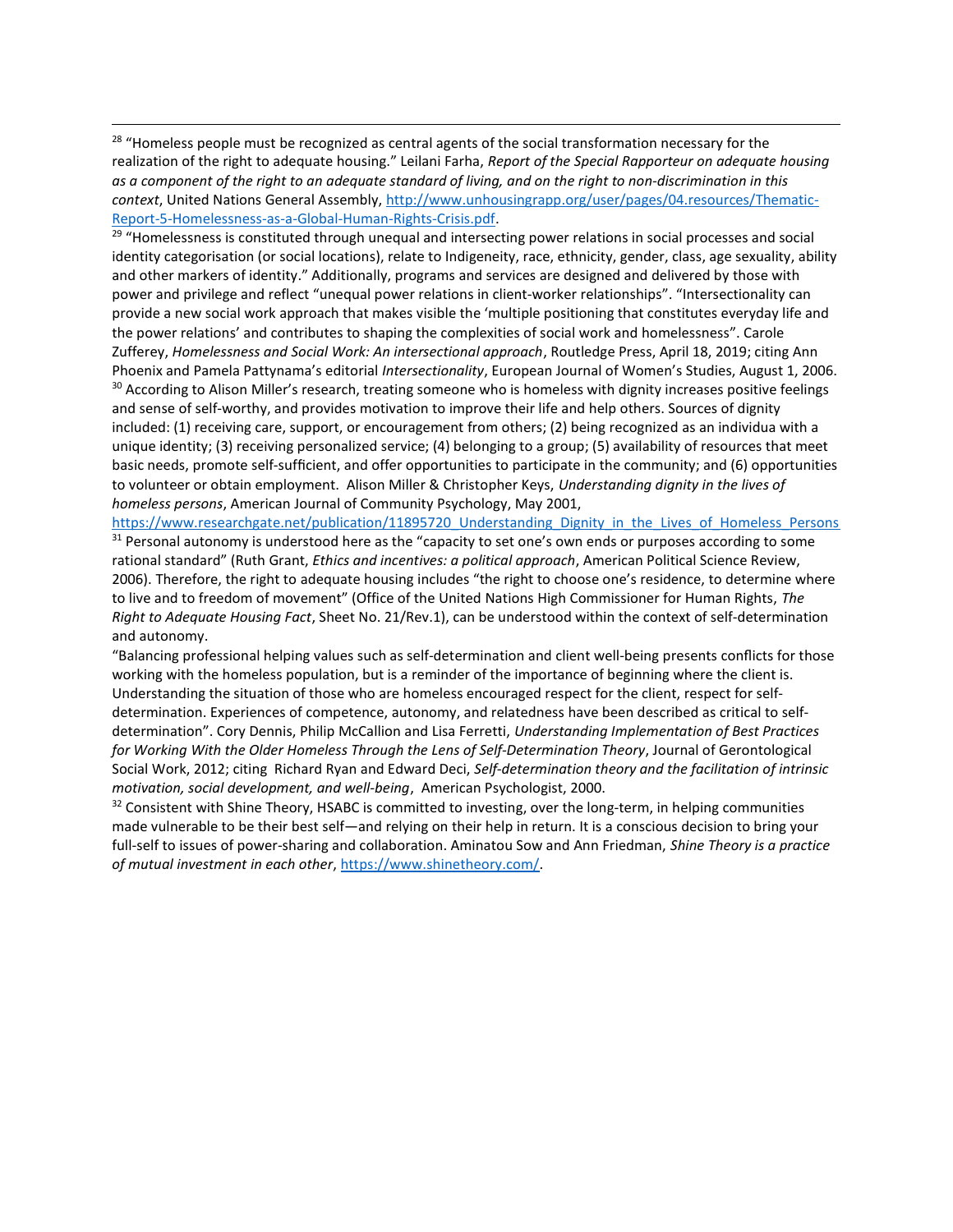[28] "Homeless people must be recognized as central agents of the social transformation necessary for the realization of the right to adequate housing." Leilani Farha, *Report of the Special Rapporteur on adequate housing as a component of the right to an adequate standard of living, and on the right to non-discrimination in this context*, United Nations General Assembly, http://www.unhousingrapp.org/user/pages/04.resources/Thematic-Report-5-Homelessness-as-a-Global-Human-Rights-Crisis.pdf.

[29] "Homelessness is constituted through unequal and intersecting power relations in social processes and social identity categorisation (or social locations), relate to Indigeneity, race, ethnicity, gender, class, age sexuality, ability and other markers of identity." Additionally, programs and services are designed and delivered by those with power and privilege and reflect "unequal power relations in client-worker relationships". "Intersectionality can provide a new social work approach that makes visible the 'multiple positioning that constitutes everyday life and the power relations' and contributes to shaping the complexities of social work and homelessness". Carole Zufferey, *Homelessness and Social Work: An intersectional approach*, Routledge Press, April 18, 2019; citing Ann Phoenix and Pamela Pattynama's editorial *Intersectionality*, European Journal of Women's Studies, August 1, 2006.

[30] According to Alison Miller's research, treating someone who is homeless with dignity increases positive feelings and sense of self-worthy, and provides motivation to improve their life and help others. Sources of dignity included: (1) receiving care, support, or encouragement from others; (2) being recognized as an individua with a unique identity; (3) receiving personalized service; (4) belonging to a group; (5) availability of resources that meet basic needs, promote self-sufficient, and offer opportunities to participate in the community; and (6) opportunities to volunteer or obtain employment. Alison Miller & Christopher Keys, *Understanding dignity in the lives of homeless persons*, American Journal of Community Psychology, May 2001, https://www.researchgate.net/publication/11895720_Understanding_Dignity_in_the_Lives_of_Homeless_Persons

[31] Personal autonomy is understood here as the "capacity to set one's own ends or purposes according to some rational standard" (Ruth Grant, *Ethics and incentives: a political approach*, American Political Science Review, 2006). Therefore, the right to adequate housing includes "the right to choose one's residence, to determine where to live and to freedom of movement" (Office of the United Nations High Commissioner for Human Rights, *The Right to Adequate Housing Fact*, Sheet No. 21/Rev.1), can be understood within the context of self-determination and autonomy.

"Balancing professional helping values such as self-determination and client well-being presents conflicts for those working with the homeless population, but is a reminder of the importance of beginning where the client is. Understanding the situation of those who are homeless encouraged respect for the client, respect for self-determination. Experiences of competence, autonomy, and relatedness have been described as critical to self-determination". Cory Dennis, Philip McCallion and Lisa Ferretti, *Understanding Implementation of Best Practices for Working With the Older Homeless Through the Lens of Self-Determination Theory*, Journal of Gerontological Social Work, 2012; citing Richard Ryan and Edward Deci, *Self-determination theory and the facilitation of intrinsic motivation, social development, and well-being*, American Psychologist, 2000.

[32] Consistent with Shine Theory, HSABC is committed to investing, over the long-term, in helping communities made vulnerable to be their best self—and relying on their help in return. It is a conscious decision to bring your full-self to issues of power-sharing and collaboration. Aminatou Sow and Ann Friedman, *Shine Theory is a practice of mutual investment in each other*, https://www.shinetheory.com/.